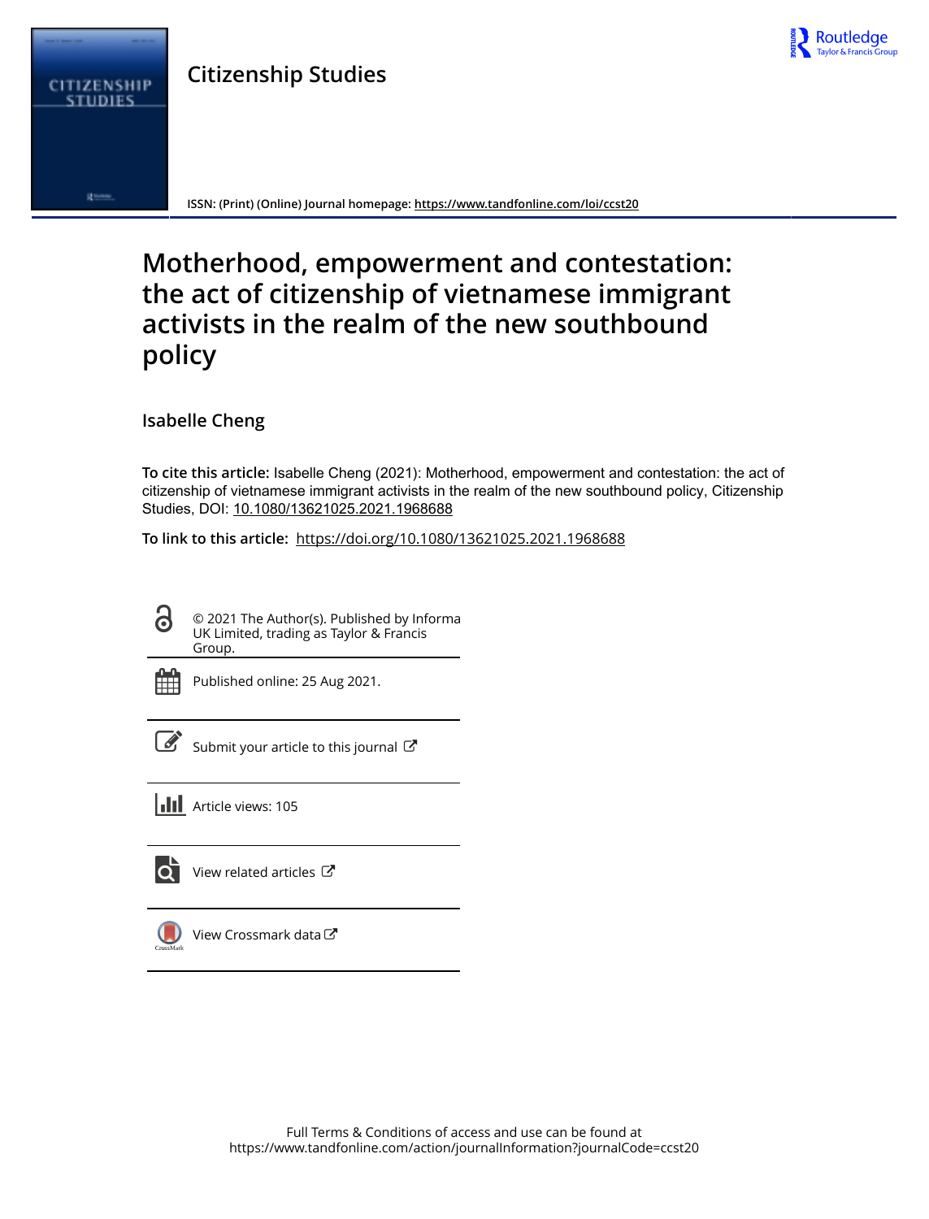Citizenship Studies

ISSN: (Print) (Online) Journal homepage: https://www.tandfonline.com/loi/ccst20

# Motherhood, empowerment and contestation: the act of citizenship of vietnamese immigrant activists in the realm of the new southbound policy

Isabelle Cheng

**To cite this article:** Isabelle Cheng (2021): Motherhood, empowerment and contestation: the act of citizenship of vietnamese immigrant activists in the realm of the new southbound policy, Citizenship Studies, DOI: 10.1080/13621025.2021.1968688

**To link to this article:** https://doi.org/10.1080/13621025.2021.1968688

© 2021 The Author(s). Published by Informa UK Limited, trading as Taylor & Francis Group.

Published online: 25 Aug 2021.

Submit your article to this journal

Article views: 105

View related articles

View Crossmark data

Full Terms & Conditions of access and use can be found at https://www.tandfonline.com/action/journalInformation?journalCode=ccst20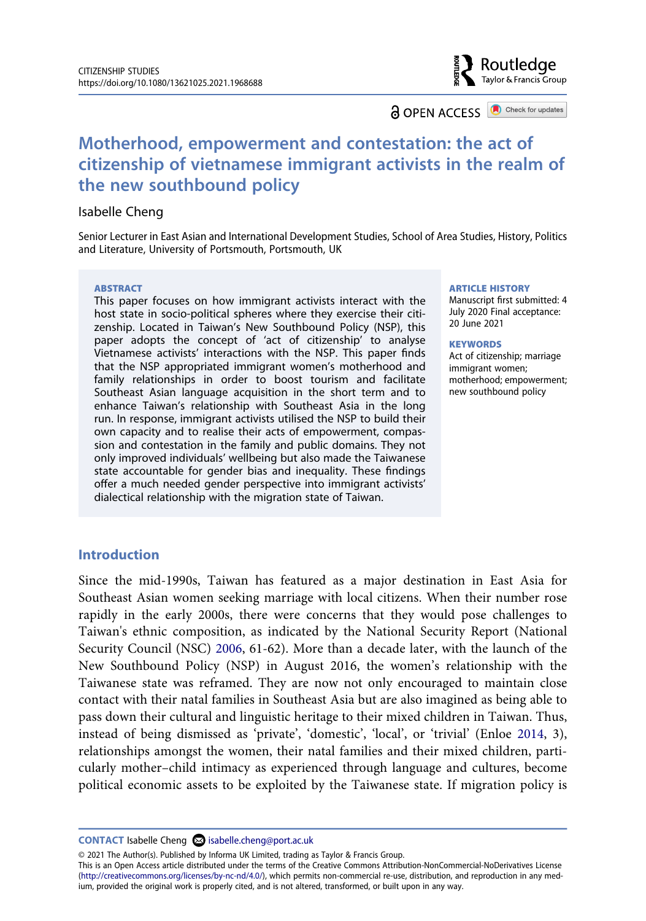# Motherhood, empowerment and contestation: the act of citizenship of vietnamese immigrant activists in the realm of the new southbound policy

Isabelle Cheng

Senior Lecturer in East Asian and International Development Studies, School of Area Studies, History, Politics and Literature, University of Portsmouth, Portsmouth, UK

**ABSTRACT**

This paper focuses on how immigrant activists interact with the host state in socio-political spheres where they exercise their citizenship. Located in Taiwan's New Southbound Policy (NSP), this paper adopts the concept of 'act of citizenship' to analyse Vietnamese activists' interactions with the NSP. This paper finds that the NSP appropriated immigrant women's motherhood and family relationships in order to boost tourism and facilitate Southeast Asian language acquisition in the short term and to enhance Taiwan's relationship with Southeast Asia in the long run. In response, immigrant activists utilised the NSP to build their own capacity and to realise their acts of empowerment, compassion and contestation in the family and public domains. They not only improved individuals' wellbeing but also made the Taiwanese state accountable for gender bias and inequality. These findings offer a much needed gender perspective into immigrant activists' dialectical relationship with the migration state of Taiwan.

**ARTICLE HISTORY**

Manuscript first submitted: 4 July 2020 Final acceptance: 20 June 2021

**KEYWORDS**

Act of citizenship; marriage immigrant women; motherhood; empowerment; new southbound policy

## Introduction

Since the mid-1990s, Taiwan has featured as a major destination in East Asia for Southeast Asian women seeking marriage with local citizens. When their number rose rapidly in the early 2000s, there were concerns that they would pose challenges to Taiwan's ethnic composition, as indicated by the National Security Report (National Security Council (NSC) 2006, 61-62). More than a decade later, with the launch of the New Southbound Policy (NSP) in August 2016, the women's relationship with the Taiwanese state was reframed. They are now not only encouraged to maintain close contact with their natal families in Southeast Asia but are also imagined as being able to pass down their cultural and linguistic heritage to their mixed children in Taiwan. Thus, instead of being dismissed as 'private', 'domestic', 'local', or 'trivial' (Enloe 2014, 3), relationships amongst the women, their natal families and their mixed children, particularly mother–child intimacy as experienced through language and cultures, become political economic assets to be exploited by the Taiwanese state. If migration policy is

**CONTACT** Isabelle Cheng isabelle.cheng@port.ac.uk

© 2021 The Author(s). Published by Informa UK Limited, trading as Taylor & Francis Group.
This is an Open Access article distributed under the terms of the Creative Commons Attribution-NonCommercial-NoDerivatives License (http://creativecommons.org/licenses/by-nc-nd/4.0/), which permits non-commercial re-use, distribution, and reproduction in any medium, provided the original work is properly cited, and is not altered, transformed, or built upon in any way.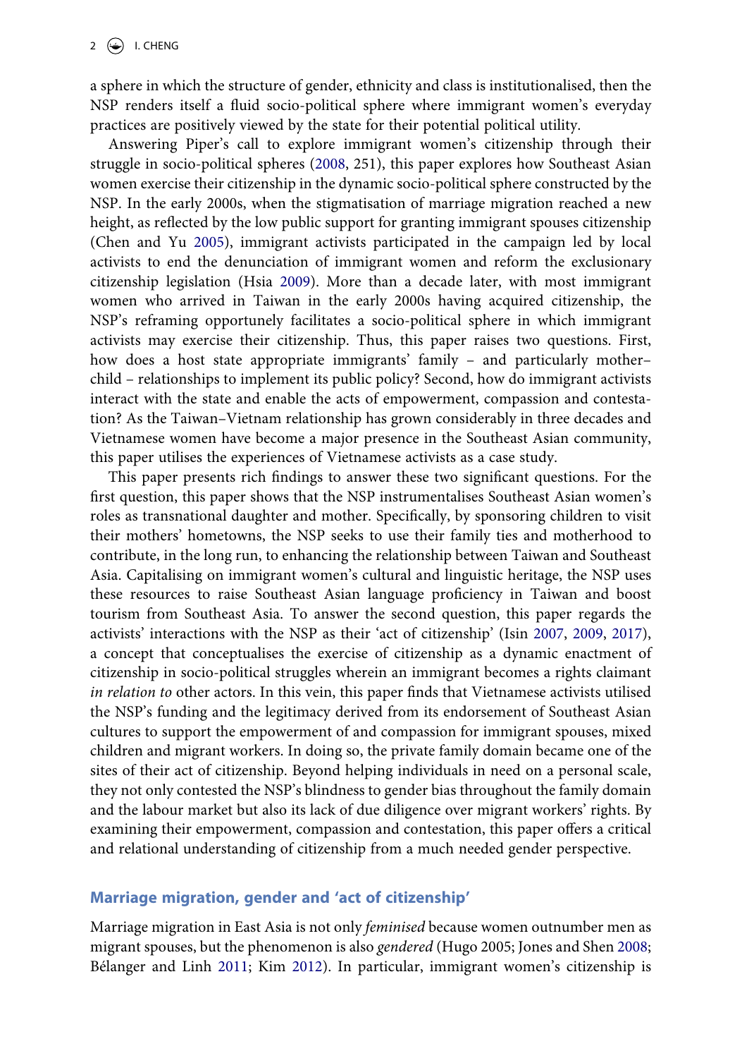a sphere in which the structure of gender, ethnicity and class is institutionalised, then the NSP renders itself a fluid socio-political sphere where immigrant women's everyday practices are positively viewed by the state for their potential political utility.

Answering Piper's call to explore immigrant women's citizenship through their struggle in socio-political spheres (2008, 251), this paper explores how Southeast Asian women exercise their citizenship in the dynamic socio-political sphere constructed by the NSP. In the early 2000s, when the stigmatisation of marriage migration reached a new height, as reflected by the low public support for granting immigrant spouses citizenship (Chen and Yu 2005), immigrant activists participated in the campaign led by local activists to end the denunciation of immigrant women and reform the exclusionary citizenship legislation (Hsia 2009). More than a decade later, with most immigrant women who arrived in Taiwan in the early 2000s having acquired citizenship, the NSP's reframing opportunely facilitates a socio-political sphere in which immigrant activists may exercise their citizenship. Thus, this paper raises two questions. First, how does a host state appropriate immigrants' family – and particularly mother–child – relationships to implement its public policy? Second, how do immigrant activists interact with the state and enable the acts of empowerment, compassion and contestation? As the Taiwan–Vietnam relationship has grown considerably in three decades and Vietnamese women have become a major presence in the Southeast Asian community, this paper utilises the experiences of Vietnamese activists as a case study.

This paper presents rich findings to answer these two significant questions. For the first question, this paper shows that the NSP instrumentalises Southeast Asian women's roles as transnational daughter and mother. Specifically, by sponsoring children to visit their mothers' hometowns, the NSP seeks to use their family ties and motherhood to contribute, in the long run, to enhancing the relationship between Taiwan and Southeast Asia. Capitalising on immigrant women's cultural and linguistic heritage, the NSP uses these resources to raise Southeast Asian language proficiency in Taiwan and boost tourism from Southeast Asia. To answer the second question, this paper regards the activists' interactions with the NSP as their 'act of citizenship' (Isin 2007, 2009, 2017), a concept that conceptualises the exercise of citizenship as a dynamic enactment of citizenship in socio-political struggles wherein an immigrant becomes a rights claimant *in relation to* other actors. In this vein, this paper finds that Vietnamese activists utilised the NSP's funding and the legitimacy derived from its endorsement of Southeast Asian cultures to support the empowerment of and compassion for immigrant spouses, mixed children and migrant workers. In doing so, the private family domain became one of the sites of their act of citizenship. Beyond helping individuals in need on a personal scale, they not only contested the NSP's blindness to gender bias throughout the family domain and the labour market but also its lack of due diligence over migrant workers' rights. By examining their empowerment, compassion and contestation, this paper offers a critical and relational understanding of citizenship from a much needed gender perspective.

## Marriage migration, gender and 'act of citizenship'

Marriage migration in East Asia is not only *feminised* because women outnumber men as migrant spouses, but the phenomenon is also *gendered* (Hugo 2005; Jones and Shen 2008; Bélanger and Linh 2011; Kim 2012). In particular, immigrant women's citizenship is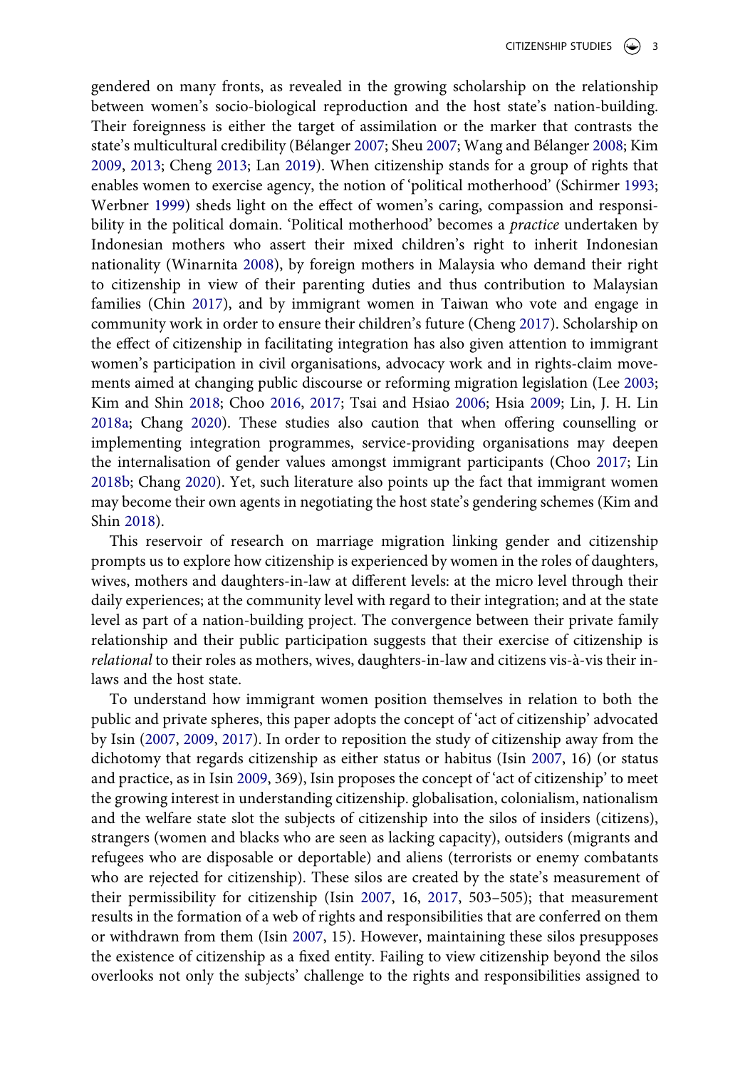gendered on many fronts, as revealed in the growing scholarship on the relationship between women's socio-biological reproduction and the host state's nation-building. Their foreignness is either the target of assimilation or the marker that contrasts the state's multicultural credibility (Bélanger 2007; Sheu 2007; Wang and Bélanger 2008; Kim 2009, 2013; Cheng 2013; Lan 2019). When citizenship stands for a group of rights that enables women to exercise agency, the notion of 'political motherhood' (Schirmer 1993; Werbner 1999) sheds light on the effect of women's caring, compassion and responsibility in the political domain. 'Political motherhood' becomes a *practice* undertaken by Indonesian mothers who assert their mixed children's right to inherit Indonesian nationality (Winarnita 2008), by foreign mothers in Malaysia who demand their right to citizenship in view of their parenting duties and thus contribution to Malaysian families (Chin 2017), and by immigrant women in Taiwan who vote and engage in community work in order to ensure their children's future (Cheng 2017). Scholarship on the effect of citizenship in facilitating integration has also given attention to immigrant women's participation in civil organisations, advocacy work and in rights-claim movements aimed at changing public discourse or reforming migration legislation (Lee 2003; Kim and Shin 2018; Choo 2016, 2017; Tsai and Hsiao 2006; Hsia 2009; Lin, J. H. Lin 2018a; Chang 2020). These studies also caution that when offering counselling or implementing integration programmes, service-providing organisations may deepen the internalisation of gender values amongst immigrant participants (Choo 2017; Lin 2018b; Chang 2020). Yet, such literature also points up the fact that immigrant women may become their own agents in negotiating the host state's gendering schemes (Kim and Shin 2018).

This reservoir of research on marriage migration linking gender and citizenship prompts us to explore how citizenship is experienced by women in the roles of daughters, wives, mothers and daughters-in-law at different levels: at the micro level through their daily experiences; at the community level with regard to their integration; and at the state level as part of a nation-building project. The convergence between their private family relationship and their public participation suggests that their exercise of citizenship is *relational* to their roles as mothers, wives, daughters-in-law and citizens vis-à-vis their in-laws and the host state.

To understand how immigrant women position themselves in relation to both the public and private spheres, this paper adopts the concept of 'act of citizenship' advocated by Isin (2007, 2009, 2017). In order to reposition the study of citizenship away from the dichotomy that regards citizenship as either status or habitus (Isin 2007, 16) (or status and practice, as in Isin 2009, 369), Isin proposes the concept of 'act of citizenship' to meet the growing interest in understanding citizenship. globalisation, colonialism, nationalism and the welfare state slot the subjects of citizenship into the silos of insiders (citizens), strangers (women and blacks who are seen as lacking capacity), outsiders (migrants and refugees who are disposable or deportable) and aliens (terrorists or enemy combatants who are rejected for citizenship). These silos are created by the state's measurement of their permissibility for citizenship (Isin 2007, 16, 2017, 503–505); that measurement results in the formation of a web of rights and responsibilities that are conferred on them or withdrawn from them (Isin 2007, 15). However, maintaining these silos presupposes the existence of citizenship as a fixed entity. Failing to view citizenship beyond the silos overlooks not only the subjects' challenge to the rights and responsibilities assigned to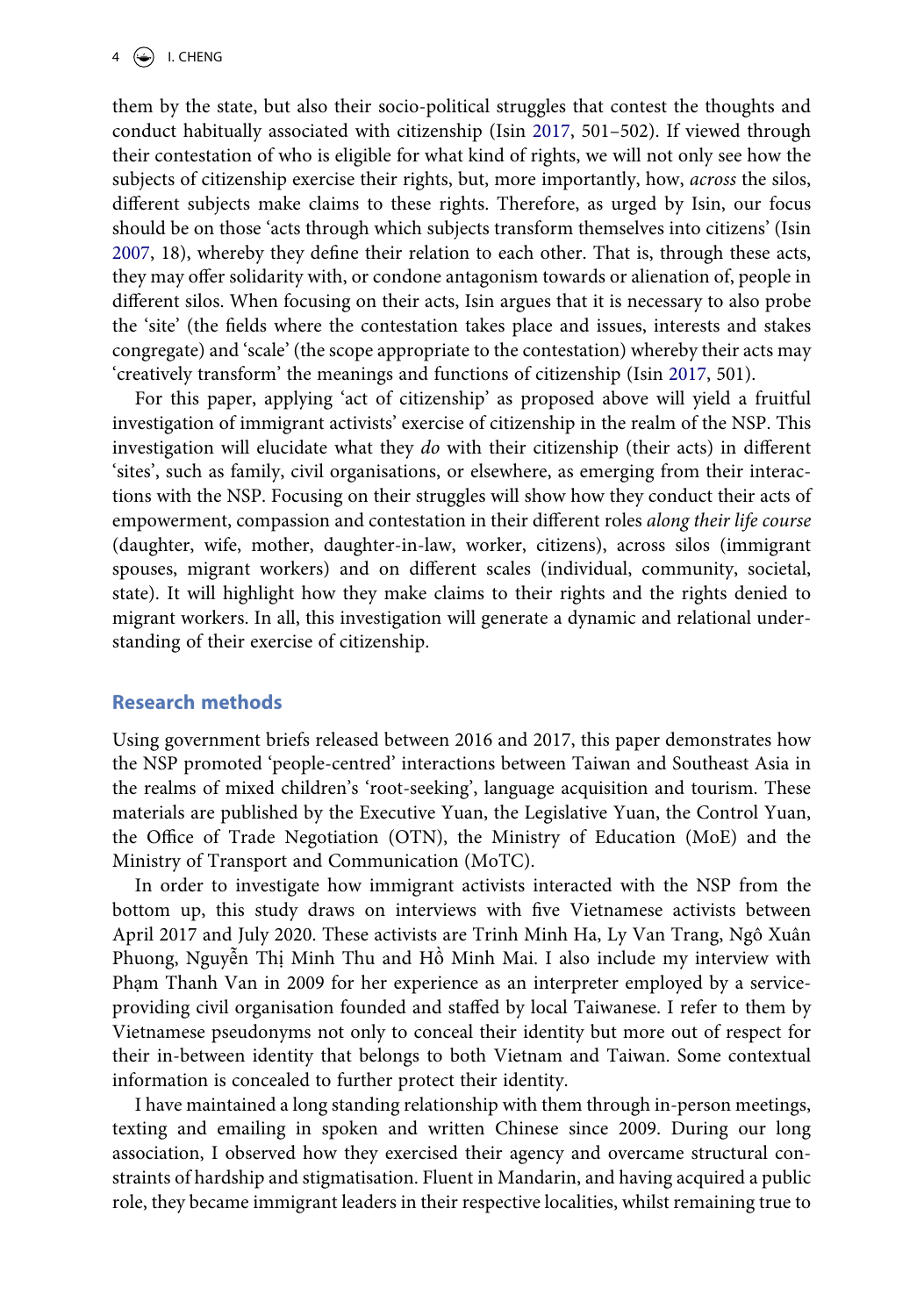them by the state, but also their socio-political struggles that contest the thoughts and conduct habitually associated with citizenship (Isin 2017, 501–502). If viewed through their contestation of who is eligible for what kind of rights, we will not only see how the subjects of citizenship exercise their rights, but, more importantly, how, *across* the silos, different subjects make claims to these rights. Therefore, as urged by Isin, our focus should be on those 'acts through which subjects transform themselves into citizens' (Isin 2007, 18), whereby they define their relation to each other. That is, through these acts, they may offer solidarity with, or condone antagonism towards or alienation of, people in different silos. When focusing on their acts, Isin argues that it is necessary to also probe the 'site' (the fields where the contestation takes place and issues, interests and stakes congregate) and 'scale' (the scope appropriate to the contestation) whereby their acts may 'creatively transform' the meanings and functions of citizenship (Isin 2017, 501).

For this paper, applying 'act of citizenship' as proposed above will yield a fruitful investigation of immigrant activists' exercise of citizenship in the realm of the NSP. This investigation will elucidate what they *do* with their citizenship (their acts) in different 'sites', such as family, civil organisations, or elsewhere, as emerging from their interactions with the NSP. Focusing on their struggles will show how they conduct their acts of empowerment, compassion and contestation in their different roles *along their life course* (daughter, wife, mother, daughter-in-law, worker, citizens), across silos (immigrant spouses, migrant workers) and on different scales (individual, community, societal, state). It will highlight how they make claims to their rights and the rights denied to migrant workers. In all, this investigation will generate a dynamic and relational understanding of their exercise of citizenship.

## Research methods

Using government briefs released between 2016 and 2017, this paper demonstrates how the NSP promoted 'people-centred' interactions between Taiwan and Southeast Asia in the realms of mixed children's 'root-seeking', language acquisition and tourism. These materials are published by the Executive Yuan, the Legislative Yuan, the Control Yuan, the Office of Trade Negotiation (OTN), the Ministry of Education (MoE) and the Ministry of Transport and Communication (MoTC).

In order to investigate how immigrant activists interacted with the NSP from the bottom up, this study draws on interviews with five Vietnamese activists between April 2017 and July 2020. These activists are Trinh Minh Ha, Ly Van Trang, Ngô Xuân Phuong, Nguyễn Thị Minh Thu and Hồ Minh Mai. I also include my interview with Phạm Thanh Van in 2009 for her experience as an interpreter employed by a service-providing civil organisation founded and staffed by local Taiwanese. I refer to them by Vietnamese pseudonyms not only to conceal their identity but more out of respect for their in-between identity that belongs to both Vietnam and Taiwan. Some contextual information is concealed to further protect their identity.

I have maintained a long standing relationship with them through in-person meetings, texting and emailing in spoken and written Chinese since 2009. During our long association, I observed how they exercised their agency and overcame structural constraints of hardship and stigmatisation. Fluent in Mandarin, and having acquired a public role, they became immigrant leaders in their respective localities, whilst remaining true to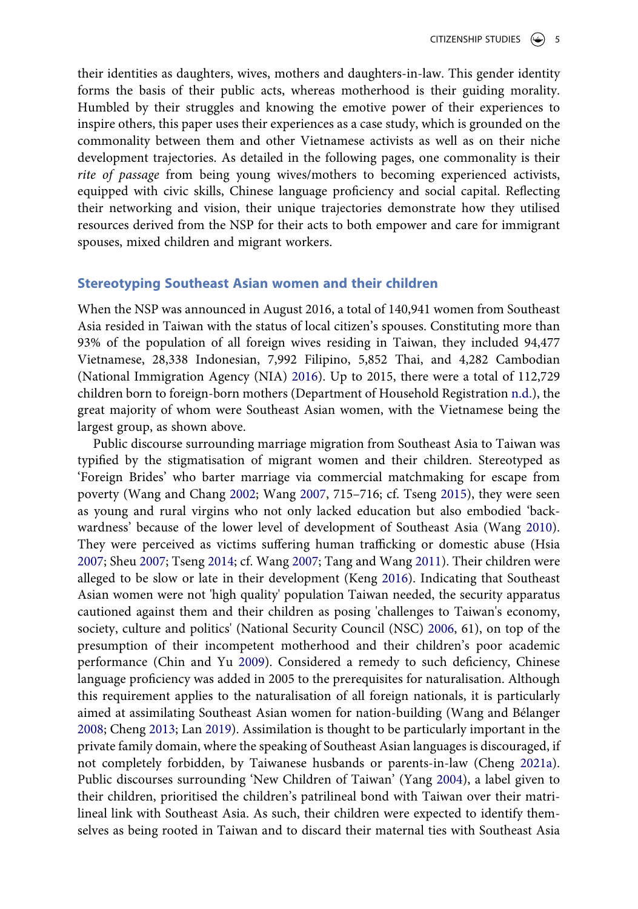their identities as daughters, wives, mothers and daughters-in-law. This gender identity forms the basis of their public acts, whereas motherhood is their guiding morality. Humbled by their struggles and knowing the emotive power of their experiences to inspire others, this paper uses their experiences as a case study, which is grounded on the commonality between them and other Vietnamese activists as well as on their niche development trajectories. As detailed in the following pages, one commonality is their *rite of passage* from being young wives/mothers to becoming experienced activists, equipped with civic skills, Chinese language proficiency and social capital. Reflecting their networking and vision, their unique trajectories demonstrate how they utilised resources derived from the NSP for their acts to both empower and care for immigrant spouses, mixed children and migrant workers.

## Stereotyping Southeast Asian women and their children

When the NSP was announced in August 2016, a total of 140,941 women from Southeast Asia resided in Taiwan with the status of local citizen's spouses. Constituting more than 93% of the population of all foreign wives residing in Taiwan, they included 94,477 Vietnamese, 28,338 Indonesian, 7,992 Filipino, 5,852 Thai, and 4,282 Cambodian (National Immigration Agency (NIA) 2016). Up to 2015, there were a total of 112,729 children born to foreign-born mothers (Department of Household Registration n.d.), the great majority of whom were Southeast Asian women, with the Vietnamese being the largest group, as shown above.

Public discourse surrounding marriage migration from Southeast Asia to Taiwan was typified by the stigmatisation of migrant women and their children. Stereotyped as 'Foreign Brides' who barter marriage via commercial matchmaking for escape from poverty (Wang and Chang 2002; Wang 2007, 715–716; cf. Tseng 2015), they were seen as young and rural virgins who not only lacked education but also embodied 'backwardness' because of the lower level of development of Southeast Asia (Wang 2010). They were perceived as victims suffering human trafficking or domestic abuse (Hsia 2007; Sheu 2007; Tseng 2014; cf. Wang 2007; Tang and Wang 2011). Their children were alleged to be slow or late in their development (Keng 2016). Indicating that Southeast Asian women were not 'high quality' population Taiwan needed, the security apparatus cautioned against them and their children as posing 'challenges to Taiwan's economy, society, culture and politics' (National Security Council (NSC) 2006, 61), on top of the presumption of their incompetent motherhood and their children's poor academic performance (Chin and Yu 2009). Considered a remedy to such deficiency, Chinese language proficiency was added in 2005 to the prerequisites for naturalisation. Although this requirement applies to the naturalisation of all foreign nationals, it is particularly aimed at assimilating Southeast Asian women for nation-building (Wang and Bélanger 2008; Cheng 2013; Lan 2019). Assimilation is thought to be particularly important in the private family domain, where the speaking of Southeast Asian languages is discouraged, if not completely forbidden, by Taiwanese husbands or parents-in-law (Cheng 2021a). Public discourses surrounding 'New Children of Taiwan' (Yang 2004), a label given to their children, prioritised the children's patrilineal bond with Taiwan over their matrilineal link with Southeast Asia. As such, their children were expected to identify themselves as being rooted in Taiwan and to discard their maternal ties with Southeast Asia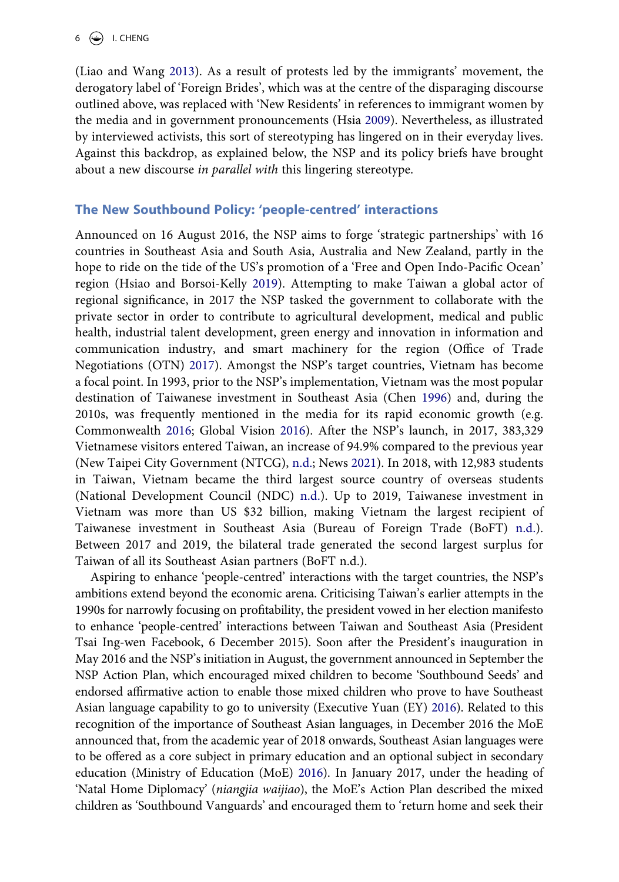(Liao and Wang 2013). As a result of protests led by the immigrants' movement, the derogatory label of 'Foreign Brides', which was at the centre of the disparaging discourse outlined above, was replaced with 'New Residents' in references to immigrant women by the media and in government pronouncements (Hsia 2009). Nevertheless, as illustrated by interviewed activists, this sort of stereotyping has lingered on in their everyday lives. Against this backdrop, as explained below, the NSP and its policy briefs have brought about a new discourse *in parallel with* this lingering stereotype.

## The New Southbound Policy: 'people-centred' interactions

Announced on 16 August 2016, the NSP aims to forge 'strategic partnerships' with 16 countries in Southeast Asia and South Asia, Australia and New Zealand, partly in the hope to ride on the tide of the US's promotion of a 'Free and Open Indo-Pacific Ocean' region (Hsiao and Borsoi-Kelly 2019). Attempting to make Taiwan a global actor of regional significance, in 2017 the NSP tasked the government to collaborate with the private sector in order to contribute to agricultural development, medical and public health, industrial talent development, green energy and innovation in information and communication industry, and smart machinery for the region (Office of Trade Negotiations (OTN) 2017). Amongst the NSP's target countries, Vietnam has become a focal point. In 1993, prior to the NSP's implementation, Vietnam was the most popular destination of Taiwanese investment in Southeast Asia (Chen 1996) and, during the 2010s, was frequently mentioned in the media for its rapid economic growth (e.g. Commonwealth 2016; Global Vision 2016). After the NSP's launch, in 2017, 383,329 Vietnamese visitors entered Taiwan, an increase of 94.9% compared to the previous year (New Taipei City Government (NTCG), n.d.; News 2021). In 2018, with 12,983 students in Taiwan, Vietnam became the third largest source country of overseas students (National Development Council (NDC) n.d.). Up to 2019, Taiwanese investment in Vietnam was more than US $32 billion, making Vietnam the largest recipient of Taiwanese investment in Southeast Asia (Bureau of Foreign Trade (BoFT) n.d.). Between 2017 and 2019, the bilateral trade generated the second largest surplus for Taiwan of all its Southeast Asian partners (BoFT n.d.).

Aspiring to enhance 'people-centred' interactions with the target countries, the NSP's ambitions extend beyond the economic arena. Criticising Taiwan's earlier attempts in the 1990s for narrowly focusing on profitability, the president vowed in her election manifesto to enhance 'people-centred' interactions between Taiwan and Southeast Asia (President Tsai Ing-wen Facebook, 6 December 2015). Soon after the President's inauguration in May 2016 and the NSP's initiation in August, the government announced in September the NSP Action Plan, which encouraged mixed children to become 'Southbound Seeds' and endorsed affirmative action to enable those mixed children who prove to have Southeast Asian language capability to go to university (Executive Yuan (EY) 2016). Related to this recognition of the importance of Southeast Asian languages, in December 2016 the MoE announced that, from the academic year of 2018 onwards, Southeast Asian languages were to be offered as a core subject in primary education and an optional subject in secondary education (Ministry of Education (MoE) 2016). In January 2017, under the heading of 'Natal Home Diplomacy' (*niangjia waijiao*), the MoE's Action Plan described the mixed children as 'Southbound Vanguards' and encouraged them to 'return home and seek their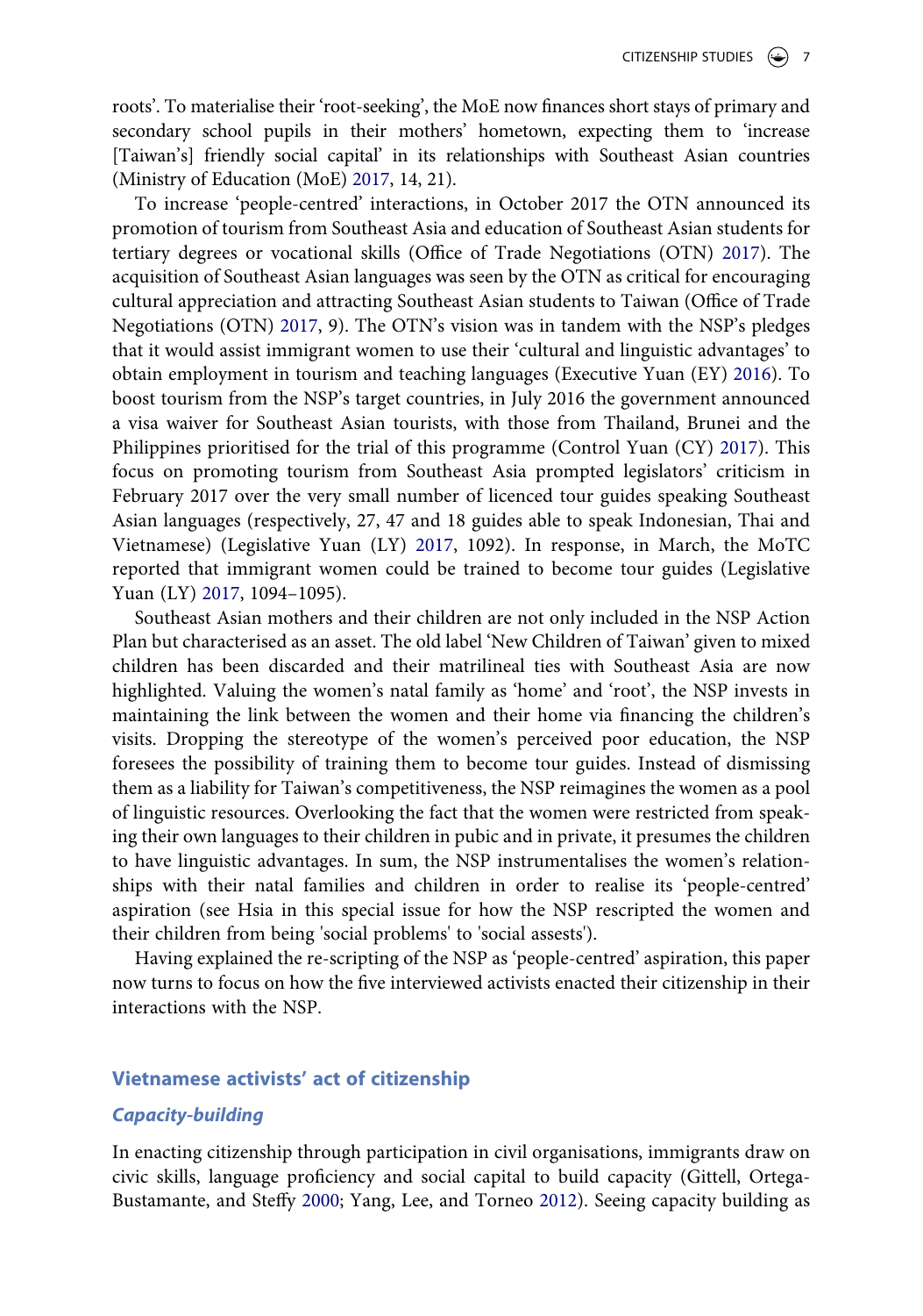roots'. To materialise their 'root-seeking', the MoE now finances short stays of primary and secondary school pupils in their mothers' hometown, expecting them to 'increase [Taiwan's] friendly social capital' in its relationships with Southeast Asian countries (Ministry of Education (MoE) 2017, 14, 21).

To increase 'people-centred' interactions, in October 2017 the OTN announced its promotion of tourism from Southeast Asia and education of Southeast Asian students for tertiary degrees or vocational skills (Office of Trade Negotiations (OTN) 2017). The acquisition of Southeast Asian languages was seen by the OTN as critical for encouraging cultural appreciation and attracting Southeast Asian students to Taiwan (Office of Trade Negotiations (OTN) 2017, 9). The OTN's vision was in tandem with the NSP's pledges that it would assist immigrant women to use their 'cultural and linguistic advantages' to obtain employment in tourism and teaching languages (Executive Yuan (EY) 2016). To boost tourism from the NSP's target countries, in July 2016 the government announced a visa waiver for Southeast Asian tourists, with those from Thailand, Brunei and the Philippines prioritised for the trial of this programme (Control Yuan (CY) 2017). This focus on promoting tourism from Southeast Asia prompted legislators' criticism in February 2017 over the very small number of licenced tour guides speaking Southeast Asian languages (respectively, 27, 47 and 18 guides able to speak Indonesian, Thai and Vietnamese) (Legislative Yuan (LY) 2017, 1092). In response, in March, the MoTC reported that immigrant women could be trained to become tour guides (Legislative Yuan (LY) 2017, 1094–1095).

Southeast Asian mothers and their children are not only included in the NSP Action Plan but characterised as an asset. The old label 'New Children of Taiwan' given to mixed children has been discarded and their matrilineal ties with Southeast Asia are now highlighted. Valuing the women's natal family as 'home' and 'root', the NSP invests in maintaining the link between the women and their home via financing the children's visits. Dropping the stereotype of the women's perceived poor education, the NSP foresees the possibility of training them to become tour guides. Instead of dismissing them as a liability for Taiwan's competitiveness, the NSP reimagines the women as a pool of linguistic resources. Overlooking the fact that the women were restricted from speaking their own languages to their children in pubic and in private, it presumes the children to have linguistic advantages. In sum, the NSP instrumentalises the women's relationships with their natal families and children in order to realise its 'people-centred' aspiration (see Hsia in this special issue for how the NSP rescripted the women and their children from being 'social problems' to 'social assests').

Having explained the re-scripting of the NSP as 'people-centred' aspiration, this paper now turns to focus on how the five interviewed activists enacted their citizenship in their interactions with the NSP.

## Vietnamese activists' act of citizenship

### *Capacity-building*

In enacting citizenship through participation in civil organisations, immigrants draw on civic skills, language proficiency and social capital to build capacity (Gittell, Ortega-Bustamante, and Steffy 2000; Yang, Lee, and Torneo 2012). Seeing capacity building as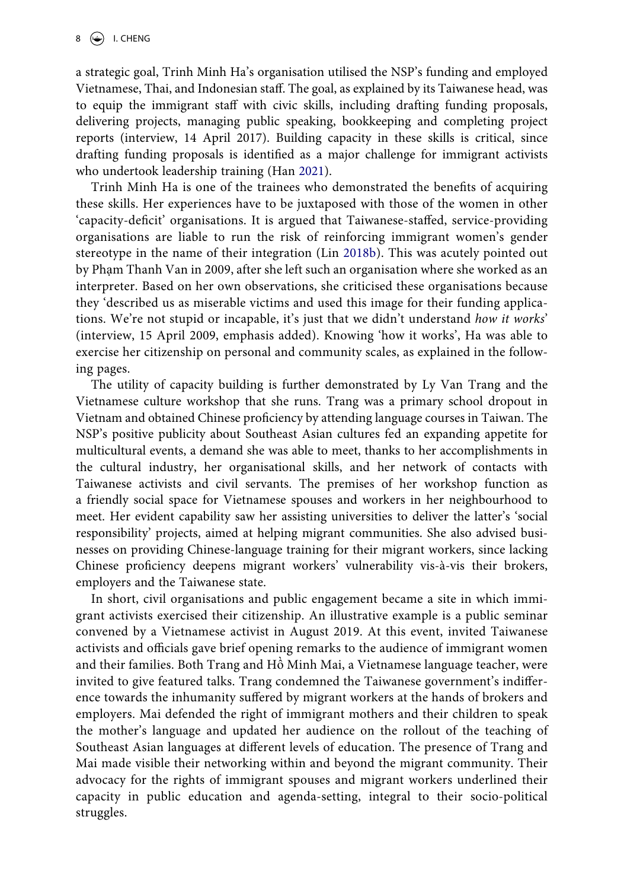a strategic goal, Trinh Minh Ha's organisation utilised the NSP's funding and employed Vietnamese, Thai, and Indonesian staff. The goal, as explained by its Taiwanese head, was to equip the immigrant staff with civic skills, including drafting funding proposals, delivering projects, managing public speaking, bookkeeping and completing project reports (interview, 14 April 2017). Building capacity in these skills is critical, since drafting funding proposals is identified as a major challenge for immigrant activists who undertook leadership training (Han 2021).

Trinh Minh Ha is one of the trainees who demonstrated the benefits of acquiring these skills. Her experiences have to be juxtaposed with those of the women in other 'capacity-deficit' organisations. It is argued that Taiwanese-staffed, service-providing organisations are liable to run the risk of reinforcing immigrant women's gender stereotype in the name of their integration (Lin 2018b). This was acutely pointed out by Phạm Thanh Van in 2009, after she left such an organisation where she worked as an interpreter. Based on her own observations, she criticised these organisations because they 'described us as miserable victims and used this image for their funding applications. We're not stupid or incapable, it's just that we didn't understand *how it works*' (interview, 15 April 2009, emphasis added). Knowing 'how it works', Ha was able to exercise her citizenship on personal and community scales, as explained in the following pages.

The utility of capacity building is further demonstrated by Ly Van Trang and the Vietnamese culture workshop that she runs. Trang was a primary school dropout in Vietnam and obtained Chinese proficiency by attending language courses in Taiwan. The NSP's positive publicity about Southeast Asian cultures fed an expanding appetite for multicultural events, a demand she was able to meet, thanks to her accomplishments in the cultural industry, her organisational skills, and her network of contacts with Taiwanese activists and civil servants. The premises of her workshop function as a friendly social space for Vietnamese spouses and workers in her neighbourhood to meet. Her evident capability saw her assisting universities to deliver the latter's 'social responsibility' projects, aimed at helping migrant communities. She also advised businesses on providing Chinese-language training for their migrant workers, since lacking Chinese proficiency deepens migrant workers' vulnerability vis-à-vis their brokers, employers and the Taiwanese state.

In short, civil organisations and public engagement became a site in which immigrant activists exercised their citizenship. An illustrative example is a public seminar convened by a Vietnamese activist in August 2019. At this event, invited Taiwanese activists and officials gave brief opening remarks to the audience of immigrant women and their families. Both Trang and Hồ Minh Mai, a Vietnamese language teacher, were invited to give featured talks. Trang condemned the Taiwanese government's indifference towards the inhumanity suffered by migrant workers at the hands of brokers and employers. Mai defended the right of immigrant mothers and their children to speak the mother's language and updated her audience on the rollout of the teaching of Southeast Asian languages at different levels of education. The presence of Trang and Mai made visible their networking within and beyond the migrant community. Their advocacy for the rights of immigrant spouses and migrant workers underlined their capacity in public education and agenda-setting, integral to their socio-political struggles.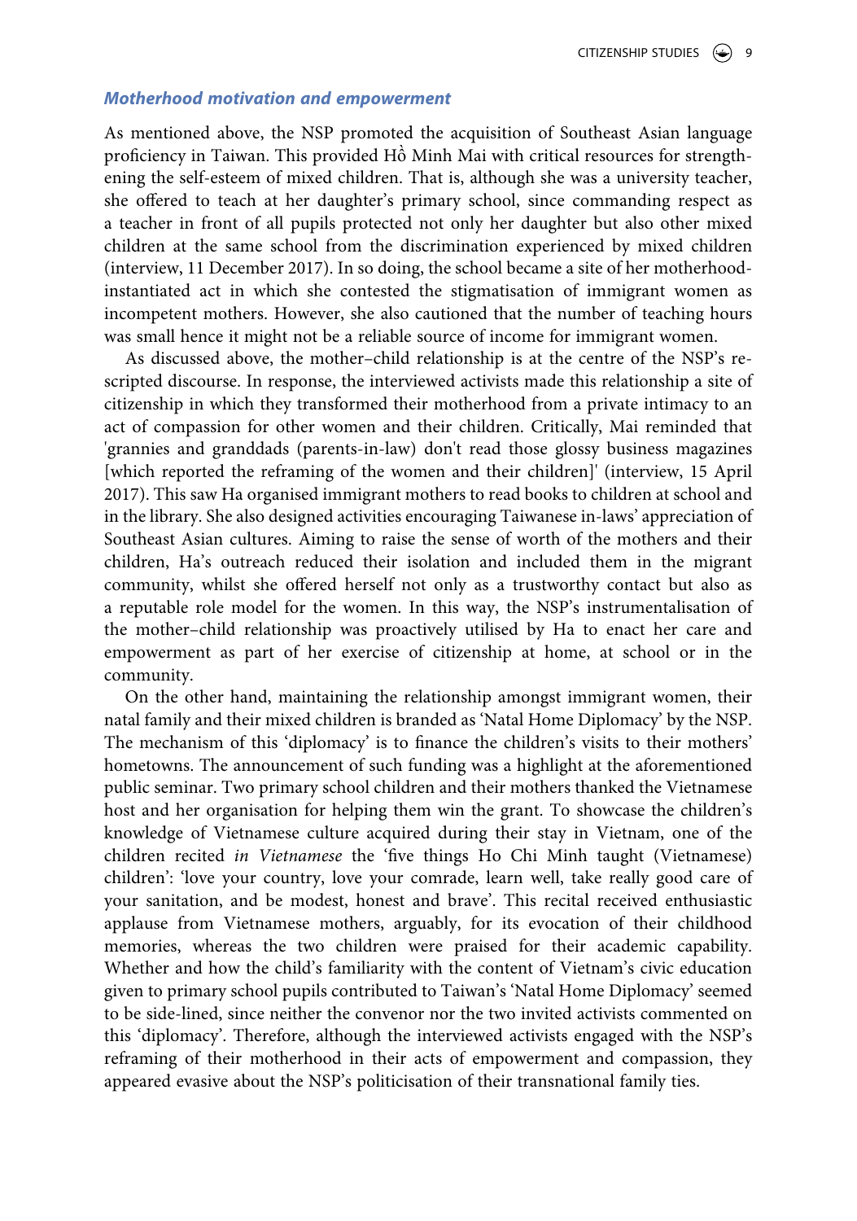### *Motherhood motivation and empowerment*

As mentioned above, the NSP promoted the acquisition of Southeast Asian language proficiency in Taiwan. This provided Hồ Minh Mai with critical resources for strengthening the self-esteem of mixed children. That is, although she was a university teacher, she offered to teach at her daughter's primary school, since commanding respect as a teacher in front of all pupils protected not only her daughter but also other mixed children at the same school from the discrimination experienced by mixed children (interview, 11 December 2017). In so doing, the school became a site of her motherhood-instantiated act in which she contested the stigmatisation of immigrant women as incompetent mothers. However, she also cautioned that the number of teaching hours was small hence it might not be a reliable source of income for immigrant women.

As discussed above, the mother–child relationship is at the centre of the NSP's re-scripted discourse. In response, the interviewed activists made this relationship a site of citizenship in which they transformed their motherhood from a private intimacy to an act of compassion for other women and their children. Critically, Mai reminded that 'grannies and granddads (parents-in-law) don't read those glossy business magazines [which reported the reframing of the women and their children]' (interview, 15 April 2017). This saw Ha organised immigrant mothers to read books to children at school and in the library. She also designed activities encouraging Taiwanese in-laws' appreciation of Southeast Asian cultures. Aiming to raise the sense of worth of the mothers and their children, Ha's outreach reduced their isolation and included them in the migrant community, whilst she offered herself not only as a trustworthy contact but also as a reputable role model for the women. In this way, the NSP's instrumentalisation of the mother–child relationship was proactively utilised by Ha to enact her care and empowerment as part of her exercise of citizenship at home, at school or in the community.

On the other hand, maintaining the relationship amongst immigrant women, their natal family and their mixed children is branded as 'Natal Home Diplomacy' by the NSP. The mechanism of this 'diplomacy' is to finance the children's visits to their mothers' hometowns. The announcement of such funding was a highlight at the aforementioned public seminar. Two primary school children and their mothers thanked the Vietnamese host and her organisation for helping them win the grant. To showcase the children's knowledge of Vietnamese culture acquired during their stay in Vietnam, one of the children recited *in Vietnamese* the 'five things Ho Chi Minh taught (Vietnamese) children': 'love your country, love your comrade, learn well, take really good care of your sanitation, and be modest, honest and brave'. This recital received enthusiastic applause from Vietnamese mothers, arguably, for its evocation of their childhood memories, whereas the two children were praised for their academic capability. Whether and how the child's familiarity with the content of Vietnam's civic education given to primary school pupils contributed to Taiwan's 'Natal Home Diplomacy' seemed to be side-lined, since neither the convenor nor the two invited activists commented on this 'diplomacy'. Therefore, although the interviewed activists engaged with the NSP's reframing of their motherhood in their acts of empowerment and compassion, they appeared evasive about the NSP's politicisation of their transnational family ties.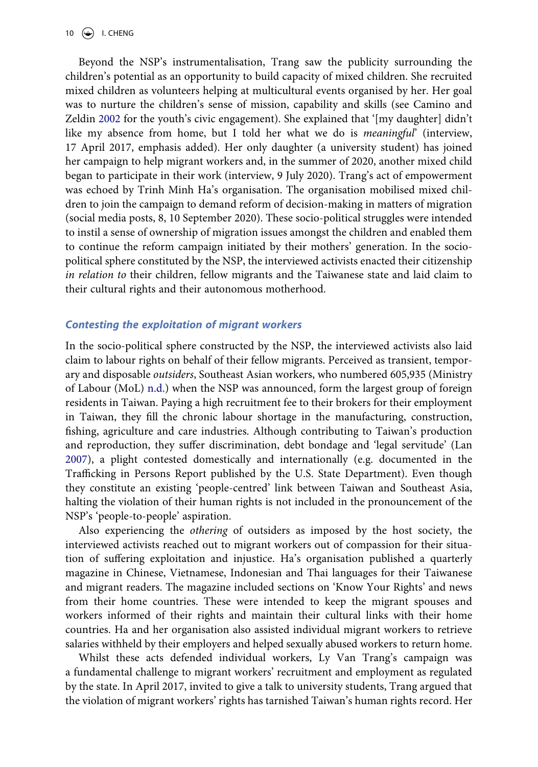Beyond the NSP's instrumentalisation, Trang saw the publicity surrounding the children's potential as an opportunity to build capacity of mixed children. She recruited mixed children as volunteers helping at multicultural events organised by her. Her goal was to nurture the children's sense of mission, capability and skills (see Camino and Zeldin 2002 for the youth's civic engagement). She explained that '[my daughter] didn't like my absence from home, but I told her what we do is *meaningful*' (interview, 17 April 2017, emphasis added). Her only daughter (a university student) has joined her campaign to help migrant workers and, in the summer of 2020, another mixed child began to participate in their work (interview, 9 July 2020). Trang's act of empowerment was echoed by Trinh Minh Ha's organisation. The organisation mobilised mixed children to join the campaign to demand reform of decision-making in matters of migration (social media posts, 8, 10 September 2020). These socio-political struggles were intended to instil a sense of ownership of migration issues amongst the children and enabled them to continue the reform campaign initiated by their mothers' generation. In the socio-political sphere constituted by the NSP, the interviewed activists enacted their citizenship *in relation to* their children, fellow migrants and the Taiwanese state and laid claim to their cultural rights and their autonomous motherhood.

### *Contesting the exploitation of migrant workers*

In the socio-political sphere constructed by the NSP, the interviewed activists also laid claim to labour rights on behalf of their fellow migrants. Perceived as transient, temporary and disposable *outsiders*, Southeast Asian workers, who numbered 605,935 (Ministry of Labour (MoL) n.d.) when the NSP was announced, form the largest group of foreign residents in Taiwan. Paying a high recruitment fee to their brokers for their employment in Taiwan, they fill the chronic labour shortage in the manufacturing, construction, fishing, agriculture and care industries. Although contributing to Taiwan's production and reproduction, they suffer discrimination, debt bondage and 'legal servitude' (Lan 2007), a plight contested domestically and internationally (e.g. documented in the Trafficking in Persons Report published by the U.S. State Department). Even though they constitute an existing 'people-centred' link between Taiwan and Southeast Asia, halting the violation of their human rights is not included in the pronouncement of the NSP's 'people-to-people' aspiration.

Also experiencing the *othering* of outsiders as imposed by the host society, the interviewed activists reached out to migrant workers out of compassion for their situation of suffering exploitation and injustice. Ha's organisation published a quarterly magazine in Chinese, Vietnamese, Indonesian and Thai languages for their Taiwanese and migrant readers. The magazine included sections on 'Know Your Rights' and news from their home countries. These were intended to keep the migrant spouses and workers informed of their rights and maintain their cultural links with their home countries. Ha and her organisation also assisted individual migrant workers to retrieve salaries withheld by their employers and helped sexually abused workers to return home.

Whilst these acts defended individual workers, Ly Van Trang's campaign was a fundamental challenge to migrant workers' recruitment and employment as regulated by the state. In April 2017, invited to give a talk to university students, Trang argued that the violation of migrant workers' rights has tarnished Taiwan's human rights record. Her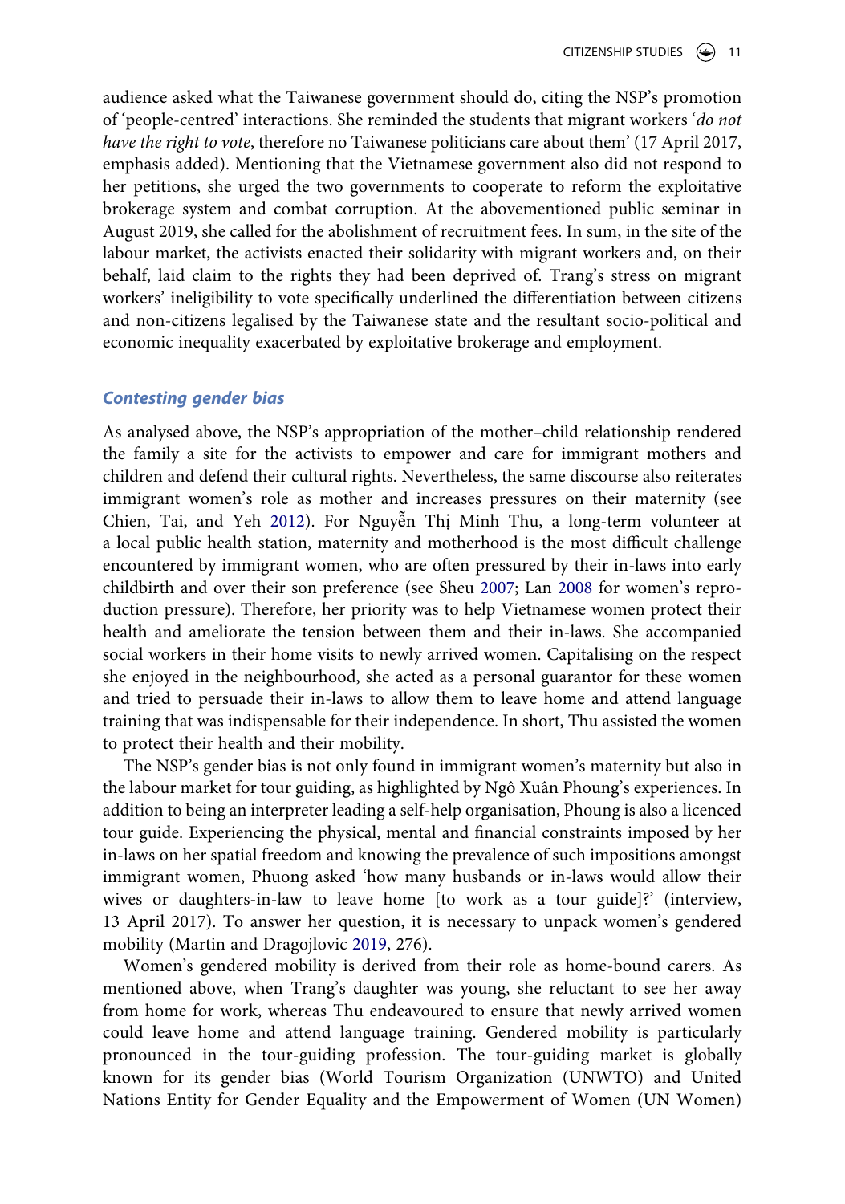audience asked what the Taiwanese government should do, citing the NSP's promotion of 'people-centred' interactions. She reminded the students that migrant workers '*do not have the right to vote*, therefore no Taiwanese politicians care about them' (17 April 2017, emphasis added). Mentioning that the Vietnamese government also did not respond to her petitions, she urged the two governments to cooperate to reform the exploitative brokerage system and combat corruption. At the abovementioned public seminar in August 2019, she called for the abolishment of recruitment fees. In sum, in the site of the labour market, the activists enacted their solidarity with migrant workers and, on their behalf, laid claim to the rights they had been deprived of. Trang's stress on migrant workers' ineligibility to vote specifically underlined the differentiation between citizens and non-citizens legalised by the Taiwanese state and the resultant socio-political and economic inequality exacerbated by exploitative brokerage and employment.

### *Contesting gender bias*

As analysed above, the NSP's appropriation of the mother–child relationship rendered the family a site for the activists to empower and care for immigrant mothers and children and defend their cultural rights. Nevertheless, the same discourse also reiterates immigrant women's role as mother and increases pressures on their maternity (see Chien, Tai, and Yeh 2012). For Nguyễn Thị Minh Thu, a long-term volunteer at a local public health station, maternity and motherhood is the most difficult challenge encountered by immigrant women, who are often pressured by their in-laws into early childbirth and over their son preference (see Sheu 2007; Lan 2008 for women's reproduction pressure). Therefore, her priority was to help Vietnamese women protect their health and ameliorate the tension between them and their in-laws. She accompanied social workers in their home visits to newly arrived women. Capitalising on the respect she enjoyed in the neighbourhood, she acted as a personal guarantor for these women and tried to persuade their in-laws to allow them to leave home and attend language training that was indispensable for their independence. In short, Thu assisted the women to protect their health and their mobility.

The NSP's gender bias is not only found in immigrant women's maternity but also in the labour market for tour guiding, as highlighted by Ngô Xuân Phoung's experiences. In addition to being an interpreter leading a self-help organisation, Phoung is also a licenced tour guide. Experiencing the physical, mental and financial constraints imposed by her in-laws on her spatial freedom and knowing the prevalence of such impositions amongst immigrant women, Phuong asked 'how many husbands or in-laws would allow their wives or daughters-in-law to leave home [to work as a tour guide]?' (interview, 13 April 2017). To answer her question, it is necessary to unpack women's gendered mobility (Martin and Dragojlovic 2019, 276).

Women's gendered mobility is derived from their role as home-bound carers. As mentioned above, when Trang's daughter was young, she reluctant to see her away from home for work, whereas Thu endeavoured to ensure that newly arrived women could leave home and attend language training. Gendered mobility is particularly pronounced in the tour-guiding profession. The tour-guiding market is globally known for its gender bias (World Tourism Organization (UNWTO) and United Nations Entity for Gender Equality and the Empowerment of Women (UN Women)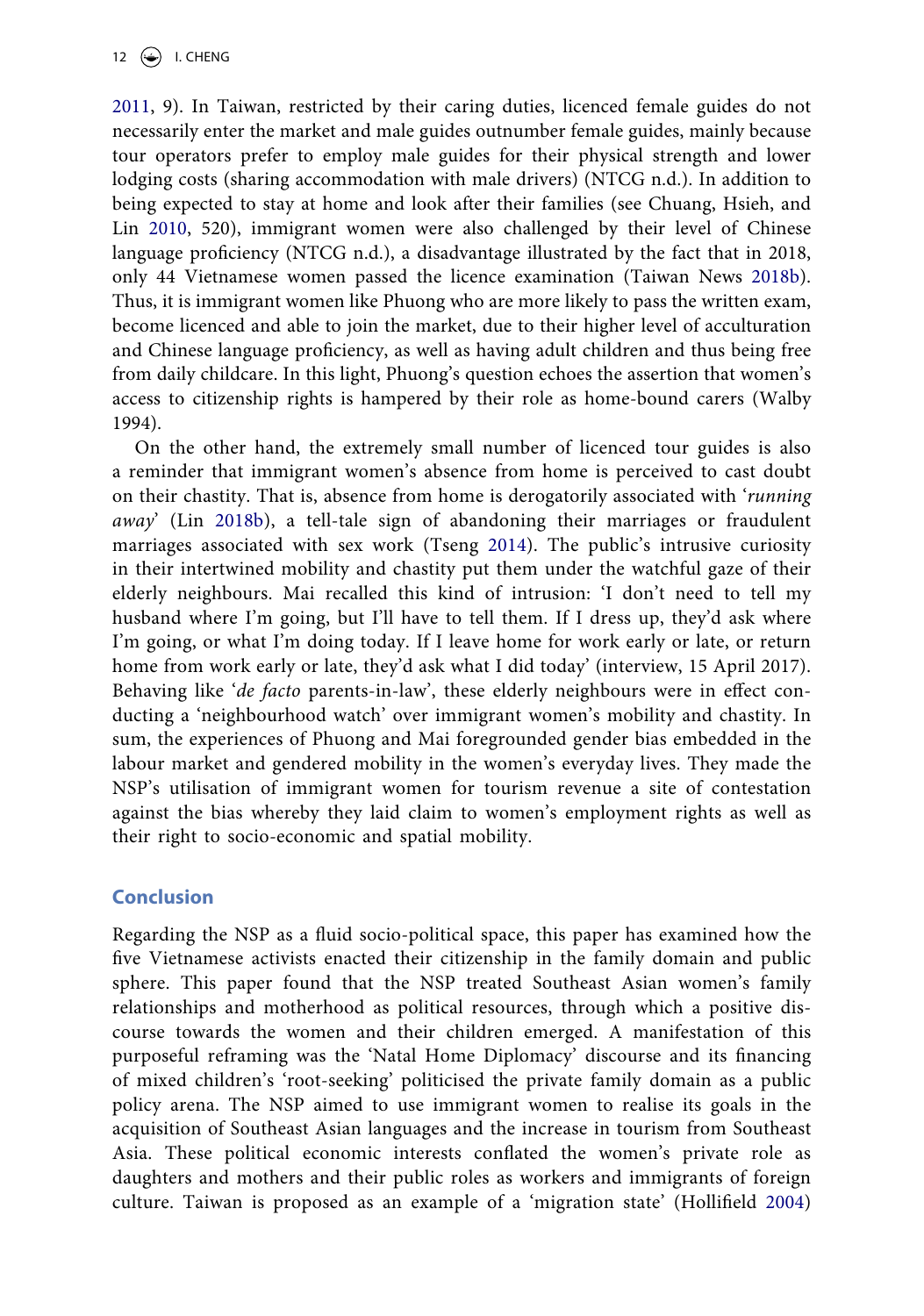2011, 9). In Taiwan, restricted by their caring duties, licenced female guides do not necessarily enter the market and male guides outnumber female guides, mainly because tour operators prefer to employ male guides for their physical strength and lower lodging costs (sharing accommodation with male drivers) (NTCG n.d.). In addition to being expected to stay at home and look after their families (see Chuang, Hsieh, and Lin 2010, 520), immigrant women were also challenged by their level of Chinese language proficiency (NTCG n.d.), a disadvantage illustrated by the fact that in 2018, only 44 Vietnamese women passed the licence examination (Taiwan News 2018b). Thus, it is immigrant women like Phuong who are more likely to pass the written exam, become licenced and able to join the market, due to their higher level of acculturation and Chinese language proficiency, as well as having adult children and thus being free from daily childcare. In this light, Phuong's question echoes the assertion that women's access to citizenship rights is hampered by their role as home-bound carers (Walby 1994).

On the other hand, the extremely small number of licenced tour guides is also a reminder that immigrant women's absence from home is perceived to cast doubt on their chastity. That is, absence from home is derogatorily associated with '*running away*' (Lin 2018b), a tell-tale sign of abandoning their marriages or fraudulent marriages associated with sex work (Tseng 2014). The public's intrusive curiosity in their intertwined mobility and chastity put them under the watchful gaze of their elderly neighbours. Mai recalled this kind of intrusion: 'I don't need to tell my husband where I'm going, but I'll have to tell them. If I dress up, they'd ask where I'm going, or what I'm doing today. If I leave home for work early or late, or return home from work early or late, they'd ask what I did today' (interview, 15 April 2017). Behaving like '*de facto* parents-in-law', these elderly neighbours were in effect conducting a 'neighbourhood watch' over immigrant women's mobility and chastity. In sum, the experiences of Phuong and Mai foregrounded gender bias embedded in the labour market and gendered mobility in the women's everyday lives. They made the NSP's utilisation of immigrant women for tourism revenue a site of contestation against the bias whereby they laid claim to women's employment rights as well as their right to socio-economic and spatial mobility.

## Conclusion

Regarding the NSP as a fluid socio-political space, this paper has examined how the five Vietnamese activists enacted their citizenship in the family domain and public sphere. This paper found that the NSP treated Southeast Asian women's family relationships and motherhood as political resources, through which a positive discourse towards the women and their children emerged. A manifestation of this purposeful reframing was the 'Natal Home Diplomacy' discourse and its financing of mixed children's 'root-seeking' politicised the private family domain as a public policy arena. The NSP aimed to use immigrant women to realise its goals in the acquisition of Southeast Asian languages and the increase in tourism from Southeast Asia. These political economic interests conflated the women's private role as daughters and mothers and their public roles as workers and immigrants of foreign culture. Taiwan is proposed as an example of a 'migration state' (Hollifield 2004)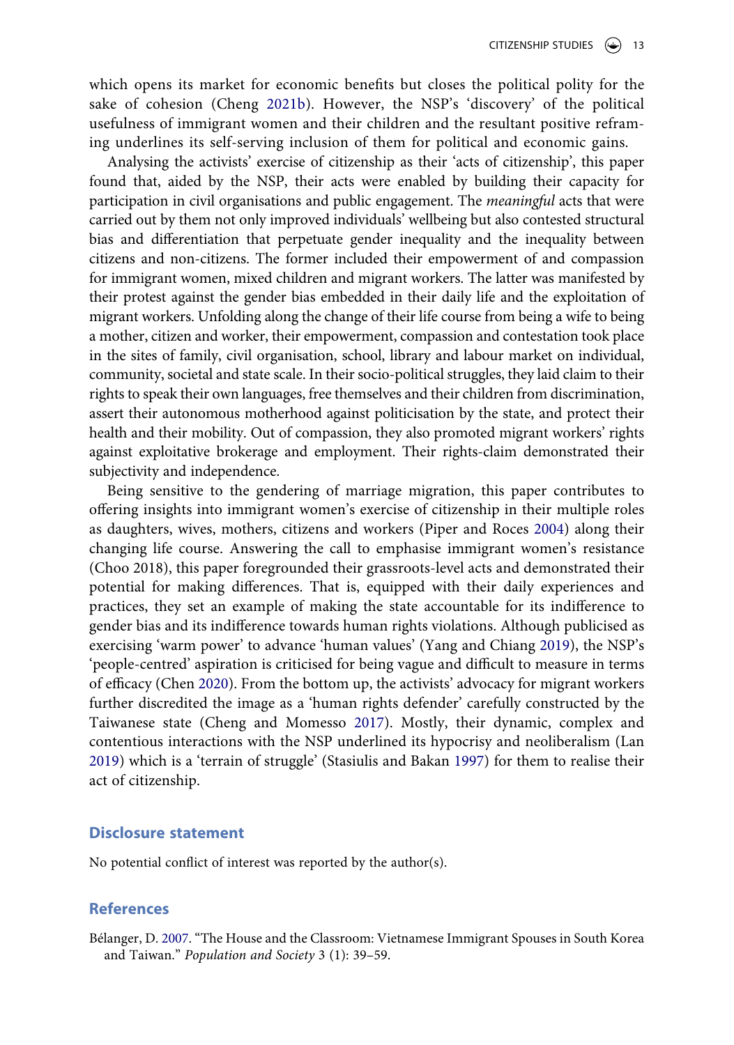which opens its market for economic benefits but closes the political polity for the sake of cohesion (Cheng 2021b). However, the NSP's 'discovery' of the political usefulness of immigrant women and their children and the resultant positive reframing underlines its self-serving inclusion of them for political and economic gains.

Analysing the activists' exercise of citizenship as their 'acts of citizenship', this paper found that, aided by the NSP, their acts were enabled by building their capacity for participation in civil organisations and public engagement. The *meaningful* acts that were carried out by them not only improved individuals' wellbeing but also contested structural bias and differentiation that perpetuate gender inequality and the inequality between citizens and non-citizens. The former included their empowerment of and compassion for immigrant women, mixed children and migrant workers. The latter was manifested by their protest against the gender bias embedded in their daily life and the exploitation of migrant workers. Unfolding along the change of their life course from being a wife to being a mother, citizen and worker, their empowerment, compassion and contestation took place in the sites of family, civil organisation, school, library and labour market on individual, community, societal and state scale. In their socio-political struggles, they laid claim to their rights to speak their own languages, free themselves and their children from discrimination, assert their autonomous motherhood against politicisation by the state, and protect their health and their mobility. Out of compassion, they also promoted migrant workers' rights against exploitative brokerage and employment. Their rights-claim demonstrated their subjectivity and independence.

Being sensitive to the gendering of marriage migration, this paper contributes to offering insights into immigrant women's exercise of citizenship in their multiple roles as daughters, wives, mothers, citizens and workers (Piper and Roces 2004) along their changing life course. Answering the call to emphasise immigrant women's resistance (Choo 2018), this paper foregrounded their grassroots-level acts and demonstrated their potential for making differences. That is, equipped with their daily experiences and practices, they set an example of making the state accountable for its indifference to gender bias and its indifference towards human rights violations. Although publicised as exercising 'warm power' to advance 'human values' (Yang and Chiang 2019), the NSP's 'people-centred' aspiration is criticised for being vague and difficult to measure in terms of efficacy (Chen 2020). From the bottom up, the activists' advocacy for migrant workers further discredited the image as a 'human rights defender' carefully constructed by the Taiwanese state (Cheng and Momesso 2017). Mostly, their dynamic, complex and contentious interactions with the NSP underlined its hypocrisy and neoliberalism (Lan 2019) which is a 'terrain of struggle' (Stasiulis and Bakan 1997) for them to realise their act of citizenship.

## Disclosure statement

No potential conflict of interest was reported by the author(s).

## References

Bélanger, D. 2007. "The House and the Classroom: Vietnamese Immigrant Spouses in South Korea and Taiwan." *Population and Society* 3 (1): 39–59.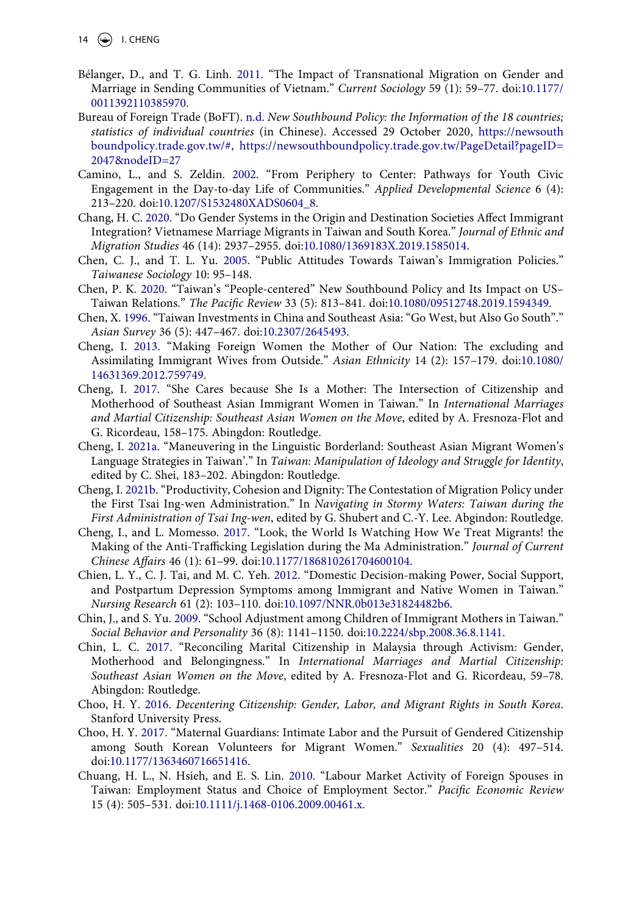Bélanger, D., and T. G. Linh. 2011. "The Impact of Transnational Migration on Gender and Marriage in Sending Communities of Vietnam." *Current Sociology* 59 (1): 59–77. doi:10.1177/0011392110385970.

Bureau of Foreign Trade (BoFT). n.d. *New Southbound Policy: the Information of the 18 countries; statistics of individual countries* (in Chinese). Accessed 29 October 2020, https://newsouthboundpolicy.trade.gov.tw/#, https://newsouthboundpolicy.trade.gov.tw/PageDetail?pageID=2047&nodeID=27

Camino, L., and S. Zeldin. 2002. "From Periphery to Center: Pathways for Youth Civic Engagement in the Day-to-day Life of Communities." *Applied Developmental Science* 6 (4): 213–220. doi:10.1207/S1532480XADS0604_8.

Chang, H. C. 2020. "Do Gender Systems in the Origin and Destination Societies Affect Immigrant Integration? Vietnamese Marriage Migrants in Taiwan and South Korea." *Journal of Ethnic and Migration Studies* 46 (14): 2937–2955. doi:10.1080/1369183X.2019.1585014.

Chen, C. J., and T. L. Yu. 2005. "Public Attitudes Towards Taiwan's Immigration Policies." *Taiwanese Sociology* 10: 95–148.

Chen, P. K. 2020. "Taiwan's "People-centered" New Southbound Policy and Its Impact on US–Taiwan Relations." *The Pacific Review* 33 (5): 813–841. doi:10.1080/09512748.2019.1594349.

Chen, X. 1996. "Taiwan Investments in China and Southeast Asia: "Go West, but Also Go South"." *Asian Survey* 36 (5): 447–467. doi:10.2307/2645493.

Cheng, I. 2013. "Making Foreign Women the Mother of Our Nation: The excluding and Assimilating Immigrant Wives from Outside." *Asian Ethnicity* 14 (2): 157–179. doi:10.1080/14631369.2012.759749.

Cheng, I. 2017. "She Cares because She Is a Mother: The Intersection of Citizenship and Motherhood of Southeast Asian Immigrant Women in Taiwan." In *International Marriages and Martial Citizenship: Southeast Asian Women on the Move*, edited by A. Fresnoza-Flot and G. Ricordeau, 158–175. Abingdon: Routledge.

Cheng, I. 2021a. "Maneuvering in the Linguistic Borderland: Southeast Asian Migrant Women's Language Strategies in Taiwan'." In *Taiwan: Manipulation of Ideology and Struggle for Identity*, edited by C. Shei, 183–202. Abingdon: Routledge.

Cheng, I. 2021b. "Productivity, Cohesion and Dignity: The Contestation of Migration Policy under the First Tsai Ing-wen Administration." In *Navigating in Stormy Waters: Taiwan during the First Administration of Tsai Ing-wen*, edited by G. Shubert and C.-Y. Lee. Abgindon: Routledge.

Cheng, I., and L. Momesso. 2017. "Look, the World Is Watching How We Treat Migrants! the Making of the Anti-Trafficking Legislation during the Ma Administration." *Journal of Current Chinese Affairs* 46 (1): 61–99. doi:10.1177/186810261704600104.

Chien, L. Y., C. J. Tai, and M. C. Yeh. 2012. "Domestic Decision-making Power, Social Support, and Postpartum Depression Symptoms among Immigrant and Native Women in Taiwan." *Nursing Research* 61 (2): 103–110. doi:10.1097/NNR.0b013e31824482b6.

Chin, J., and S. Yu. 2009. "School Adjustment among Children of Immigrant Mothers in Taiwan." *Social Behavior and Personality* 36 (8): 1141–1150. doi:10.2224/sbp.2008.36.8.1141.

Chin, L. C. 2017. "Reconciling Marital Citizenship in Malaysia through Activism: Gender, Motherhood and Belongingness." In *International Marriages and Martial Citizenship: Southeast Asian Women on the Move*, edited by A. Fresnoza-Flot and G. Ricordeau, 59–78. Abingdon: Routledge.

Choo, H. Y. 2016. *Decentering Citizenship: Gender, Labor, and Migrant Rights in South Korea*. Stanford University Press.

Choo, H. Y. 2017. "Maternal Guardians: Intimate Labor and the Pursuit of Gendered Citizenship among South Korean Volunteers for Migrant Women." *Sexualities* 20 (4): 497–514. doi:10.1177/1363460716651416.

Chuang, H. L., N. Hsieh, and E. S. Lin. 2010. "Labour Market Activity of Foreign Spouses in Taiwan: Employment Status and Choice of Employment Sector." *Pacific Economic Review* 15 (4): 505–531. doi:10.1111/j.1468-0106.2009.00461.x.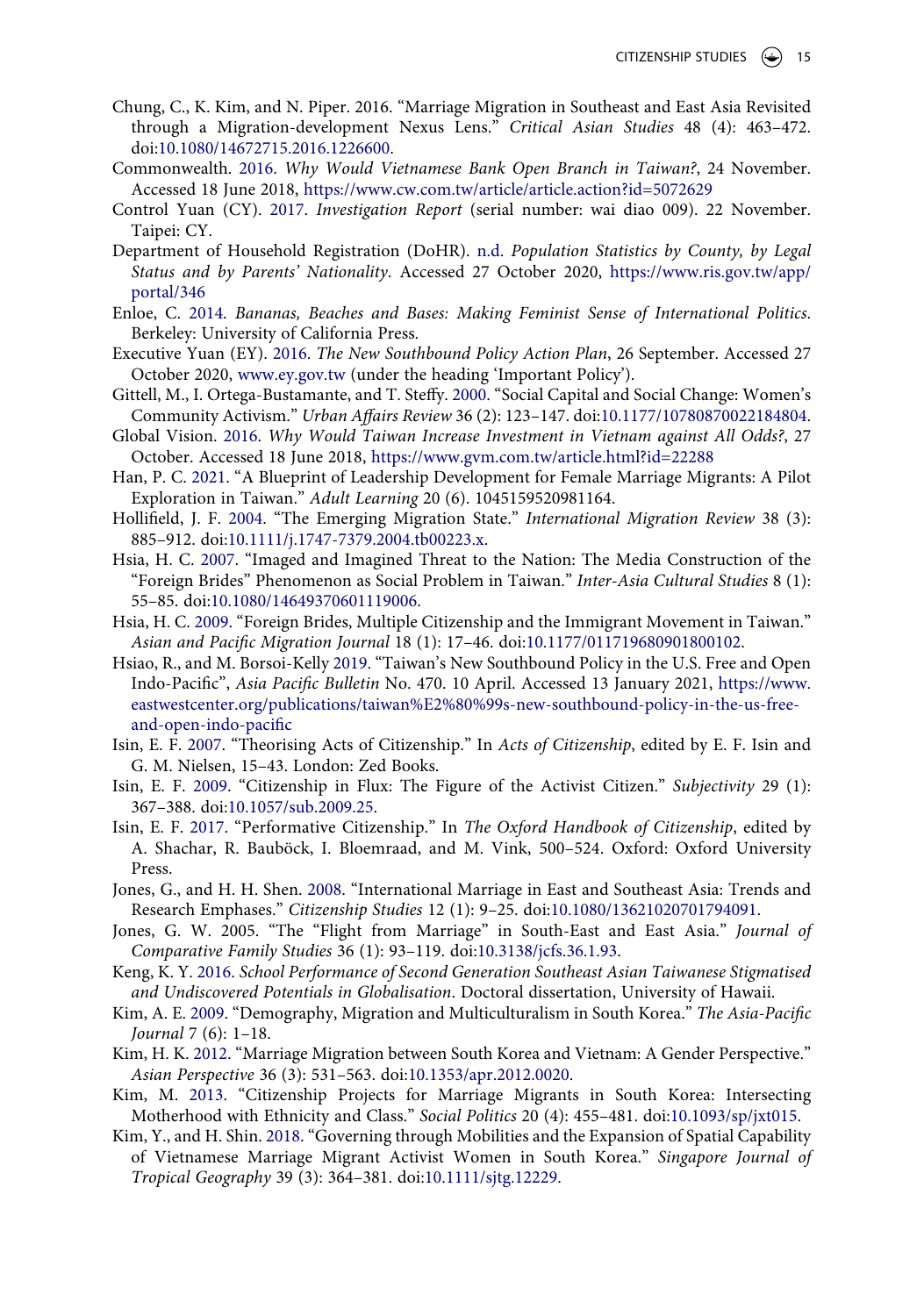Chung, C., K. Kim, and N. Piper. 2016. "Marriage Migration in Southeast and East Asia Revisited through a Migration-development Nexus Lens." *Critical Asian Studies* 48 (4): 463–472. doi:10.1080/14672715.2016.1226600.

Commonwealth. 2016. *Why Would Vietnamese Bank Open Branch in Taiwan?*, 24 November. Accessed 18 June 2018, https://www.cw.com.tw/article/article.action?id=5072629

Control Yuan (CY). 2017. *Investigation Report* (serial number: wai diao 009). 22 November. Taipei: CY.

Department of Household Registration (DoHR). n.d. *Population Statistics by County, by Legal Status and by Parents' Nationality*. Accessed 27 October 2020, https://www.ris.gov.tw/app/portal/346

Enloe, C. 2014. *Bananas, Beaches and Bases: Making Feminist Sense of International Politics*. Berkeley: University of California Press.

Executive Yuan (EY). 2016. *The New Southbound Policy Action Plan*, 26 September. Accessed 27 October 2020, www.ey.gov.tw (under the heading 'Important Policy').

Gittell, M., I. Ortega-Bustamante, and T. Steffy. 2000. "Social Capital and Social Change: Women's Community Activism." *Urban Affairs Review* 36 (2): 123–147. doi:10.1177/10780870022184804.

Global Vision. 2016. *Why Would Taiwan Increase Investment in Vietnam against All Odds?*, 27 October. Accessed 18 June 2018, https://www.gvm.com.tw/article.html?id=22288

Han, P. C. 2021. "A Blueprint of Leadership Development for Female Marriage Migrants: A Pilot Exploration in Taiwan." *Adult Learning* 20 (6). 1045159520981164.

Hollifield, J. F. 2004. "The Emerging Migration State." *International Migration Review* 38 (3): 885–912. doi:10.1111/j.1747-7379.2004.tb00223.x.

Hsia, H. C. 2007. "Imaged and Imagined Threat to the Nation: The Media Construction of the "Foreign Brides" Phenomenon as Social Problem in Taiwan." *Inter-Asia Cultural Studies* 8 (1): 55–85. doi:10.1080/14649370601119006.

Hsia, H. C. 2009. "Foreign Brides, Multiple Citizenship and the Immigrant Movement in Taiwan." *Asian and Pacific Migration Journal* 18 (1): 17–46. doi:10.1177/011719680901800102.

Hsiao, R., and M. Borsoi-Kelly 2019. "Taiwan's New Southbound Policy in the U.S. Free and Open Indo-Pacific", *Asia Pacific Bulletin* No. 470. 10 April. Accessed 13 January 2021, https://www.eastwestcenter.org/publications/taiwan%E2%80%99s-new-southbound-policy-in-the-us-free-and-open-indo-pacific

Isin, E. F. 2007. "Theorising Acts of Citizenship." In *Acts of Citizenship*, edited by E. F. Isin and G. M. Nielsen, 15–43. London: Zed Books.

Isin, E. F. 2009. "Citizenship in Flux: The Figure of the Activist Citizen." *Subjectivity* 29 (1): 367–388. doi:10.1057/sub.2009.25.

Isin, E. F. 2017. "Performative Citizenship." In *The Oxford Handbook of Citizenship*, edited by A. Shachar, R. Bauböck, I. Bloemraad, and M. Vink, 500–524. Oxford: Oxford University Press.

Jones, G., and H. H. Shen. 2008. "International Marriage in East and Southeast Asia: Trends and Research Emphases." *Citizenship Studies* 12 (1): 9–25. doi:10.1080/13621020701794091.

Jones, G. W. 2005. "The "Flight from Marriage" in South-East and East Asia." *Journal of Comparative Family Studies* 36 (1): 93–119. doi:10.3138/jcfs.36.1.93.

Keng, K. Y. 2016. *School Performance of Second Generation Southeast Asian Taiwanese Stigmatised and Undiscovered Potentials in Globalisation*. Doctoral dissertation, University of Hawaii.

Kim, A. E. 2009. "Demography, Migration and Multiculturalism in South Korea." *The Asia-Pacific Journal* 7 (6): 1–18.

Kim, H. K. 2012. "Marriage Migration between South Korea and Vietnam: A Gender Perspective." *Asian Perspective* 36 (3): 531–563. doi:10.1353/apr.2012.0020.

Kim, M. 2013. "Citizenship Projects for Marriage Migrants in South Korea: Intersecting Motherhood with Ethnicity and Class." *Social Politics* 20 (4): 455–481. doi:10.1093/sp/jxt015.

Kim, Y., and H. Shin. 2018. "Governing through Mobilities and the Expansion of Spatial Capability of Vietnamese Marriage Migrant Activist Women in South Korea." *Singapore Journal of Tropical Geography* 39 (3): 364–381. doi:10.1111/sjtg.12229.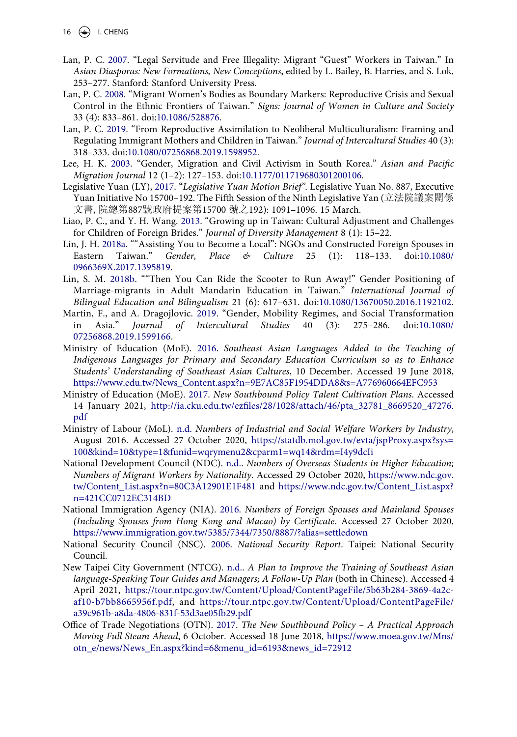Lan, P. C. 2007. "Legal Servitude and Free Illegality: Migrant "Guest" Workers in Taiwan." In *Asian Diasporas: New Formations, New Conceptions*, edited by L. Bailey, B. Harries, and S. Lok, 253–277. Stanford: Stanford University Press.

Lan, P. C. 2008. "Migrant Women's Bodies as Boundary Markers: Reproductive Crisis and Sexual Control in the Ethnic Frontiers of Taiwan." *Signs: Journal of Women in Culture and Society* 33 (4): 833–861. doi:10.1086/528876.

Lan, P. C. 2019. "From Reproductive Assimilation to Neoliberal Multiculturalism: Framing and Regulating Immigrant Mothers and Children in Taiwan." *Journal of Intercultural Studies* 40 (3): 318–333. doi:10.1080/07256868.2019.1598952.

Lee, H. K. 2003. "Gender, Migration and Civil Activism in South Korea." *Asian and Pacific Migration Journal* 12 (1–2): 127–153. doi:10.1177/011719680301200106.

Legislative Yuan (LY), 2017. "*Legislative Yuan Motion Brief*". Legislative Yuan No. 887, Executive Yuan Initiative No 15700–192. The Fifth Session of the Ninth Legislative Yan (立法院議案關係文書, 院總第887號政府提案第15700 號之192): 1091–1096. 15 March.

Liao, P. C., and Y. H. Wang. 2013. "Growing up in Taiwan: Cultural Adjustment and Challenges for Children of Foreign Brides." *Journal of Diversity Management* 8 (1): 15–22.

Lin, J. H. 2018a. ""Assisting You to Become a Local": NGOs and Constructed Foreign Spouses in Eastern Taiwan." *Gender, Place & Culture* 25 (1): 118–133. doi:10.1080/0966369X.2017.1395819.

Lin, S. M. 2018b. ""Then You Can Ride the Scooter to Run Away!" Gender Positioning of Marriage-migrants in Adult Mandarin Education in Taiwan." *International Journal of Bilingual Education and Bilingualism* 21 (6): 617–631. doi:10.1080/13670050.2016.1192102.

Martin, F., and A. Dragojlovic. 2019. "Gender, Mobility Regimes, and Social Transformation in Asia." *Journal of Intercultural Studies* 40 (3): 275–286. doi:10.1080/07256868.2019.1599166.

Ministry of Education (MoE). 2016. *Southeast Asian Languages Added to the Teaching of Indigenous Languages for Primary and Secondary Education Curriculum so as to Enhance Students' Understanding of Southeast Asian Cultures*, 10 December. Accessed 19 June 2018, https://www.edu.tw/News_Content.aspx?n=9E7AC85F1954DDA8&s=A776960664EFC953

Ministry of Education (MoE). 2017. *New Southbound Policy Talent Cultivation Plans*. Accessed 14 January 2021, http://ia.cku.edu.tw/ezfiles/28/1028/attach/46/pta_32781_8669520_47276.pdf

Ministry of Labour (MoL). n.d. *Numbers of Industrial and Social Welfare Workers by Industry*, August 2016. Accessed 27 October 2020, https://statdb.mol.gov.tw/evta/jspProxy.aspx?sys=100&kind=10&type=1&funid=wqrymenu2&cparm1=wq14&rdm=I4y9dcIi

National Development Council (NDC). n.d. *Numbers of Overseas Students in Higher Education; Numbers of Migrant Workers by Nationality*. Accessed 29 October 2020, https://www.ndc.gov.tw/Content_List.aspx?n=80C3A12901E1F481 and https://www.ndc.gov.tw/Content_List.aspx?n=421CC0712EC314BD

National Immigration Agency (NIA). 2016. *Numbers of Foreign Spouses and Mainland Spouses (Including Spouses from Hong Kong and Macao) by Certificate*. Accessed 27 October 2020, https://www.immigration.gov.tw/5385/7344/7350/8887/?alias=settledown

National Security Council (NSC). 2006. *National Security Report*. Taipei: National Security Council.

New Taipei City Government (NTCG). n.d.. *A Plan to Improve the Training of Southeast Asian language-Speaking Tour Guides and Managers; A Follow-Up Plan* (both in Chinese). Accessed 4 April 2021, https://tour.ntpc.gov.tw/Content/Upload/ContentPageFile/5b63b284-3869-4a2c-af10-b7bb8665956f.pdf, and https://tour.ntpc.gov.tw/Content/Upload/ContentPageFile/a39c961b-a8da-4806-831f-53d3ae05fb29.pdf

Office of Trade Negotiations (OTN). 2017. *The New Southbound Policy – A Practical Approach Moving Full Steam Ahead*, 6 October. Accessed 18 June 2018, https://www.moea.gov.tw/Mns/otn_e/news/News_En.aspx?kind=6&menu_id=6193&news_id=72912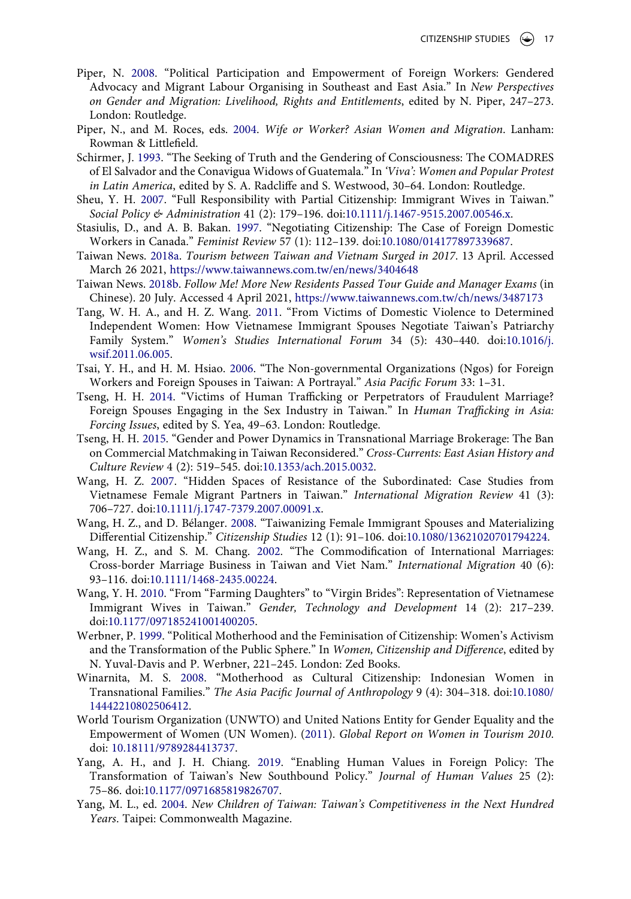Piper, N. 2008. "Political Participation and Empowerment of Foreign Workers: Gendered Advocacy and Migrant Labour Organising in Southeast and East Asia." In *New Perspectives on Gender and Migration: Livelihood, Rights and Entitlements*, edited by N. Piper, 247–273. London: Routledge.

Piper, N., and M. Roces, eds. 2004. *Wife or Worker? Asian Women and Migration*. Lanham: Rowman & Littlefield.

Schirmer, J. 1993. "The Seeking of Truth and the Gendering of Consciousness: The COMADRES of El Salvador and the Conavigua Widows of Guatemala." In *'Viva': Women and Popular Protest in Latin America*, edited by S. A. Radcliffe and S. Westwood, 30–64. London: Routledge.

Sheu, Y. H. 2007. "Full Responsibility with Partial Citizenship: Immigrant Wives in Taiwan." *Social Policy & Administration* 41 (2): 179–196. doi:10.1111/j.1467-9515.2007.00546.x.

Stasiulis, D., and A. B. Bakan. 1997. "Negotiating Citizenship: The Case of Foreign Domestic Workers in Canada." *Feminist Review* 57 (1): 112–139. doi:10.1080/014177897339687.

Taiwan News. 2018a. *Tourism between Taiwan and Vietnam Surged in 2017*. 13 April. Accessed March 26 2021, https://www.taiwannews.com.tw/en/news/3404648

Taiwan News. 2018b. *Follow Me! More New Residents Passed Tour Guide and Manager Exams* (in Chinese). 20 July. Accessed 4 April 2021, https://www.taiwannews.com.tw/ch/news/3487173

Tang, W. H. A., and H. Z. Wang. 2011. "From Victims of Domestic Violence to Determined Independent Women: How Vietnamese Immigrant Spouses Negotiate Taiwan's Patriarchy Family System." *Women's Studies International Forum* 34 (5): 430–440. doi:10.1016/j.wsif.2011.06.005.

Tsai, Y. H., and H. M. Hsiao. 2006. "The Non-governmental Organizations (Ngos) for Foreign Workers and Foreign Spouses in Taiwan: A Portrayal." *Asia Pacific Forum* 33: 1–31.

Tseng, H. H. 2014. "Victims of Human Trafficking or Perpetrators of Fraudulent Marriage? Foreign Spouses Engaging in the Sex Industry in Taiwan." In *Human Trafficking in Asia: Forcing Issues*, edited by S. Yea, 49–63. London: Routledge.

Tseng, H. H. 2015. "Gender and Power Dynamics in Transnational Marriage Brokerage: The Ban on Commercial Matchmaking in Taiwan Reconsidered." *Cross-Currents: East Asian History and Culture Review* 4 (2): 519–545. doi:10.1353/ach.2015.0032.

Wang, H. Z. 2007. "Hidden Spaces of Resistance of the Subordinated: Case Studies from Vietnamese Female Migrant Partners in Taiwan." *International Migration Review* 41 (3): 706–727. doi:10.1111/j.1747-7379.2007.00091.x.

Wang, H. Z., and D. Bélanger. 2008. "Taiwanizing Female Immigrant Spouses and Materializing Differential Citizenship." *Citizenship Studies* 12 (1): 91–106. doi:10.1080/13621020701794224.

Wang, H. Z., and S. M. Chang. 2002. "The Commodification of International Marriages: Cross-border Marriage Business in Taiwan and Viet Nam." *International Migration* 40 (6): 93–116. doi:10.1111/1468-2435.00224.

Wang, Y. H. 2010. "From "Farming Daughters" to "Virgin Brides": Representation of Vietnamese Immigrant Wives in Taiwan." *Gender, Technology and Development* 14 (2): 217–239. doi:10.1177/097185241001400205.

Werbner, P. 1999. "Political Motherhood and the Feminisation of Citizenship: Women's Activism and the Transformation of the Public Sphere." In *Women, Citizenship and Difference*, edited by N. Yuval-Davis and P. Werbner, 221–245. London: Zed Books.

Winarnita, M. S. 2008. "Motherhood as Cultural Citizenship: Indonesian Women in Transnational Families." *The Asia Pacific Journal of Anthropology* 9 (4): 304–318. doi:10.1080/14442210802506412.

World Tourism Organization (UNWTO) and United Nations Entity for Gender Equality and the Empowerment of Women (UN Women). (2011). *Global Report on Women in Tourism 2010*. doi: 10.18111/9789284413737.

Yang, A. H., and J. H. Chiang. 2019. "Enabling Human Values in Foreign Policy: The Transformation of Taiwan's New Southbound Policy." *Journal of Human Values* 25 (2): 75–86. doi:10.1177/0971685819826707.

Yang, M. L., ed. 2004. *New Children of Taiwan: Taiwan's Competitiveness in the Next Hundred Years*. Taipei: Commonwealth Magazine.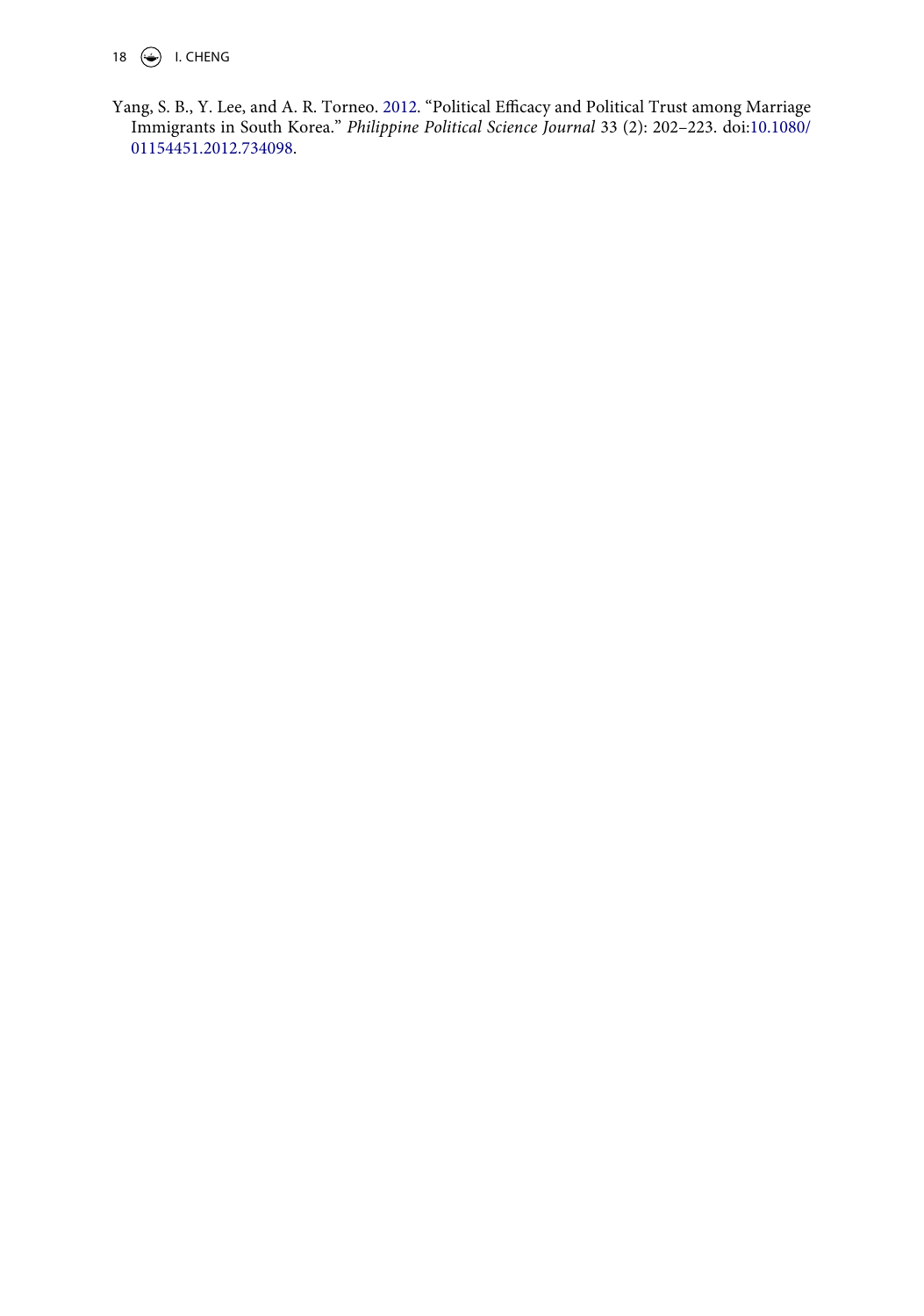Yang, S. B., Y. Lee, and A. R. Torneo. 2012. "Political Efficacy and Political Trust among Marriage Immigrants in South Korea." *Philippine Political Science Journal* 33 (2): 202–223. doi:10.1080/01154451.2012.734098.